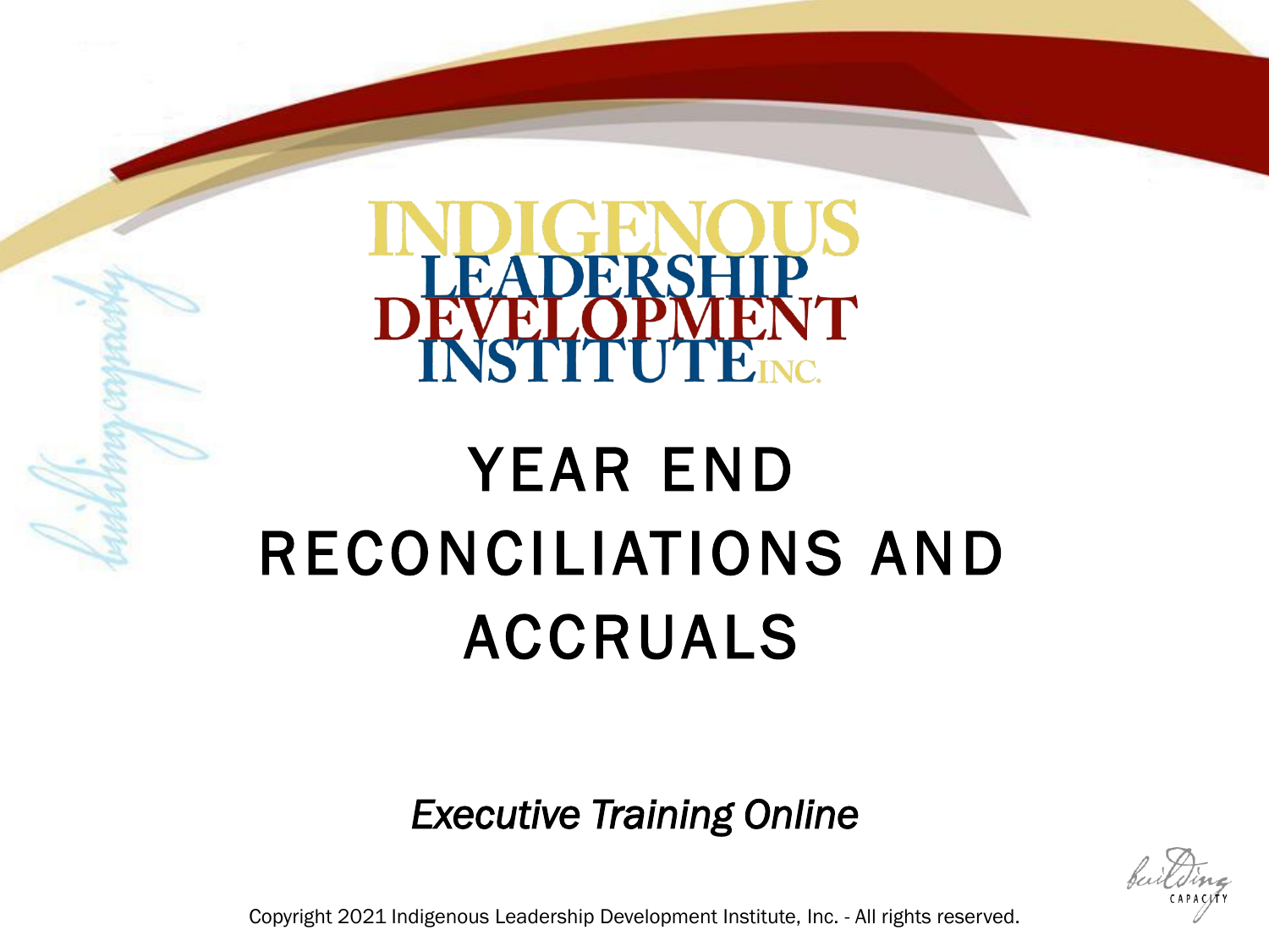INDIGENOUS LEADERSHIP DEVELOPMENT INSTITUTE INC.

# YEAR END RECONCILIATIONS AND ACCRUALS

*Executive Training Online*

Copyright 2021 Indigenous Leadership Development Institute, Inc. - All rights reserved.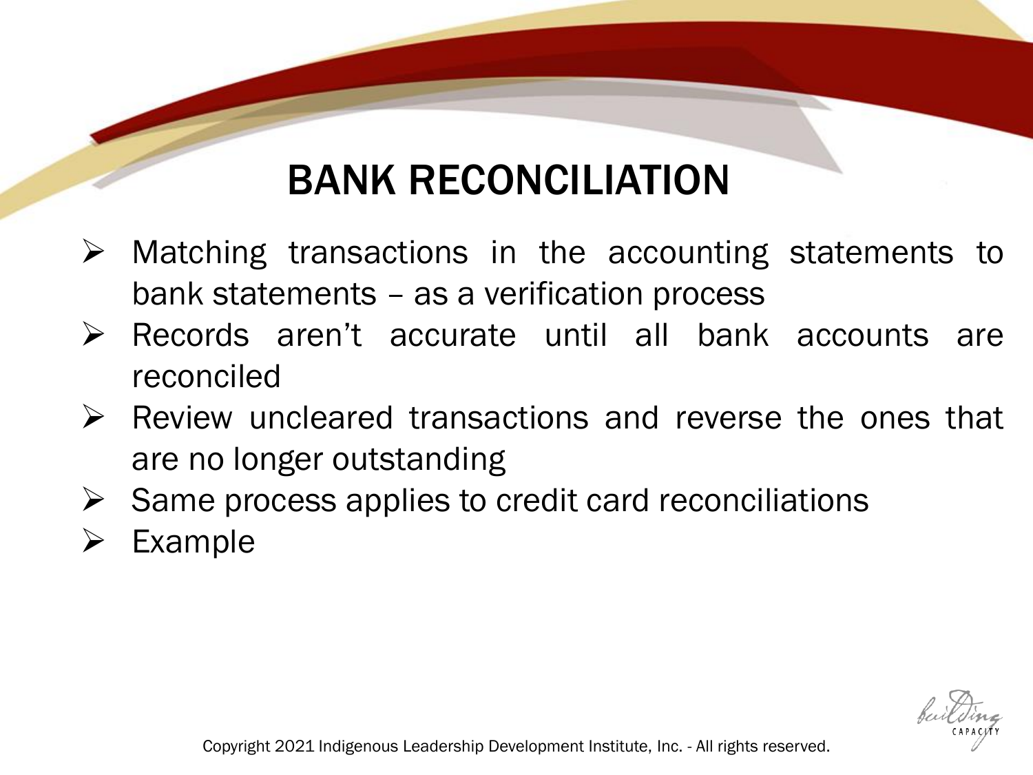# BANK RECONCILIATION

- Matching transactions in the accounting statements to bank statements – as a verification process
- Records aren't accurate until all bank accounts are reconciled
- Review uncleared transactions and reverse the ones that are no longer outstanding
- Same process applies to credit card reconciliations
- Example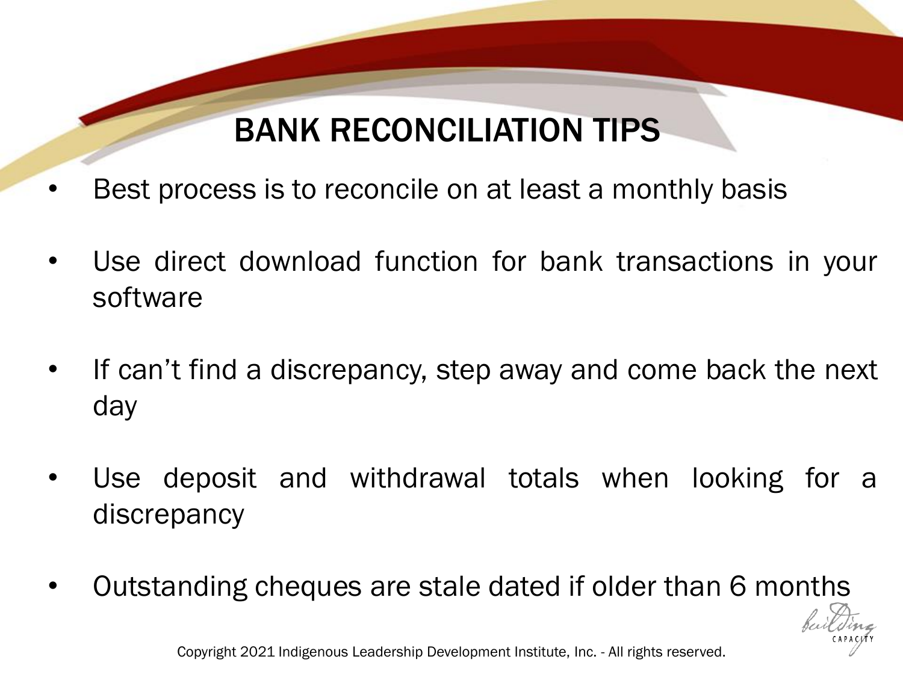# BANK RECONCILIATION TIPS

- Best process is to reconcile on at least a monthly basis
- Use direct download function for bank transactions in your software
- If can't find a discrepancy, step away and come back the next day
- Use deposit and withdrawal totals when looking for a discrepancy
- Outstanding cheques are stale dated if older than 6 months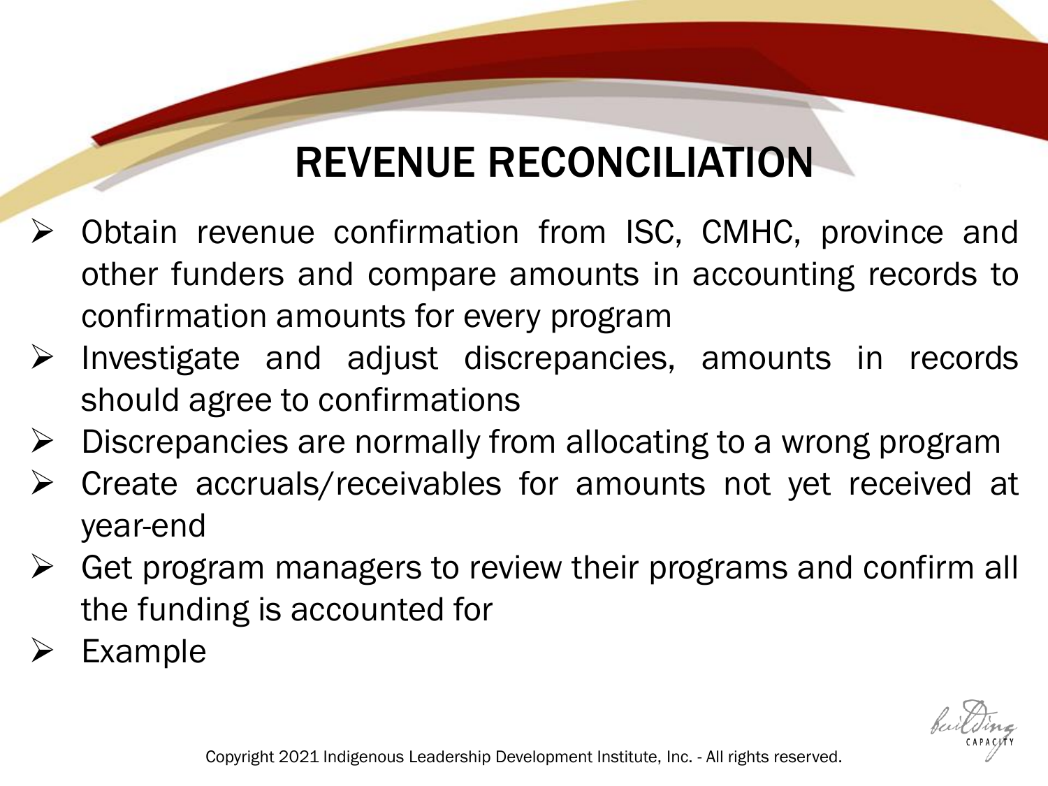# REVENUE RECONCILIATION

- Obtain revenue confirmation from ISC, CMHC, province and other funders and compare amounts in accounting records to confirmation amounts for every program
- Investigate and adjust discrepancies, amounts in records should agree to confirmations
- Discrepancies are normally from allocating to a wrong program
- Create accruals/receivables for amounts not yet received at year-end
- Get program managers to review their programs and confirm all the funding is accounted for
- Example

Copyright 2021 Indigenous Leadership Development Institute, Inc. - All rights reserved.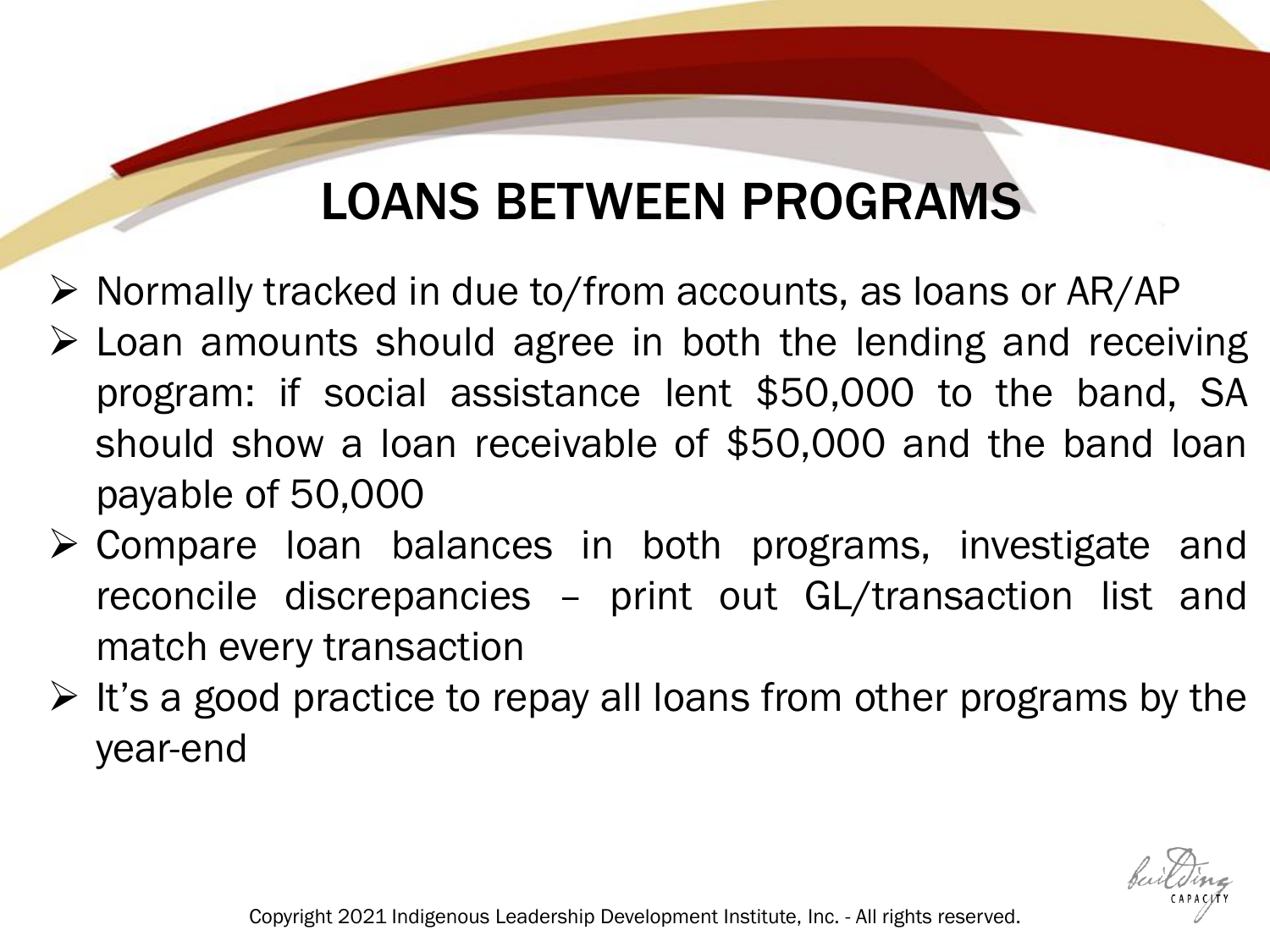# LOANS BETWEEN PROGRAMS

- Normally tracked in due to/from accounts, as loans or AR/AP
- Loan amounts should agree in both the lending and receiving program: if social assistance lent $50,000 to the band, SA should show a loan receivable of $50,000 and the band loan payable of 50,000
- Compare loan balances in both programs, investigate and reconcile discrepancies – print out GL/transaction list and match every transaction
- It's a good practice to repay all loans from other programs by the year-end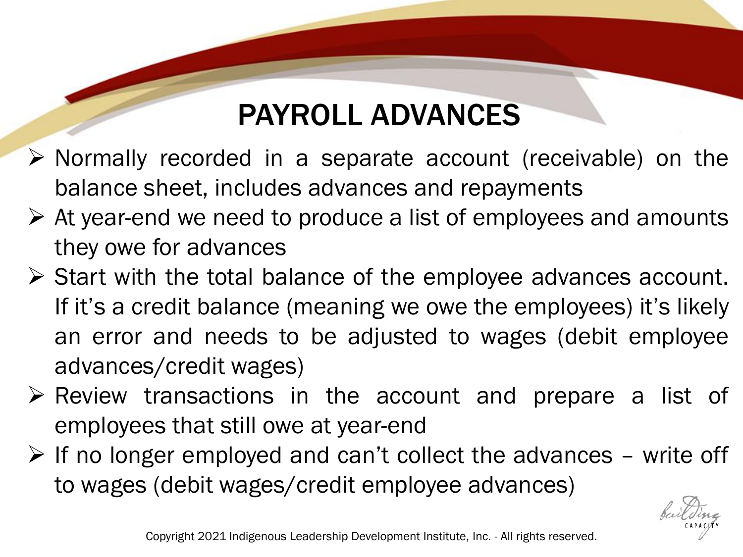# PAYROLL ADVANCES

- Normally recorded in a separate account (receivable) on the balance sheet, includes advances and repayments
- At year-end we need to produce a list of employees and amounts they owe for advances
- Start with the total balance of the employee advances account. If it's a credit balance (meaning we owe the employees) it's likely an error and needs to be adjusted to wages (debit employee advances/credit wages)
- Review transactions in the account and prepare a list of employees that still owe at year-end
- If no longer employed and can't collect the advances – write off to wages (debit wages/credit employee advances)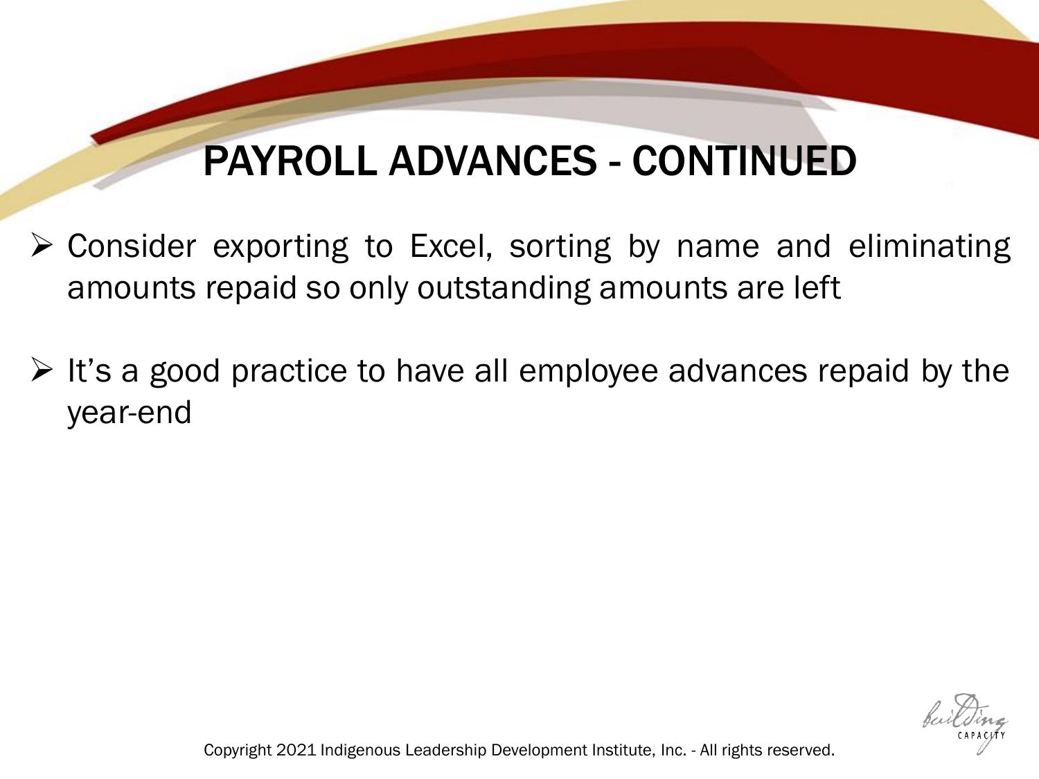# PAYROLL ADVANCES - CONTINUED

- Consider exporting to Excel, sorting by name and eliminating amounts repaid so only outstanding amounts are left

- It's a good practice to have all employee advances repaid by the year-end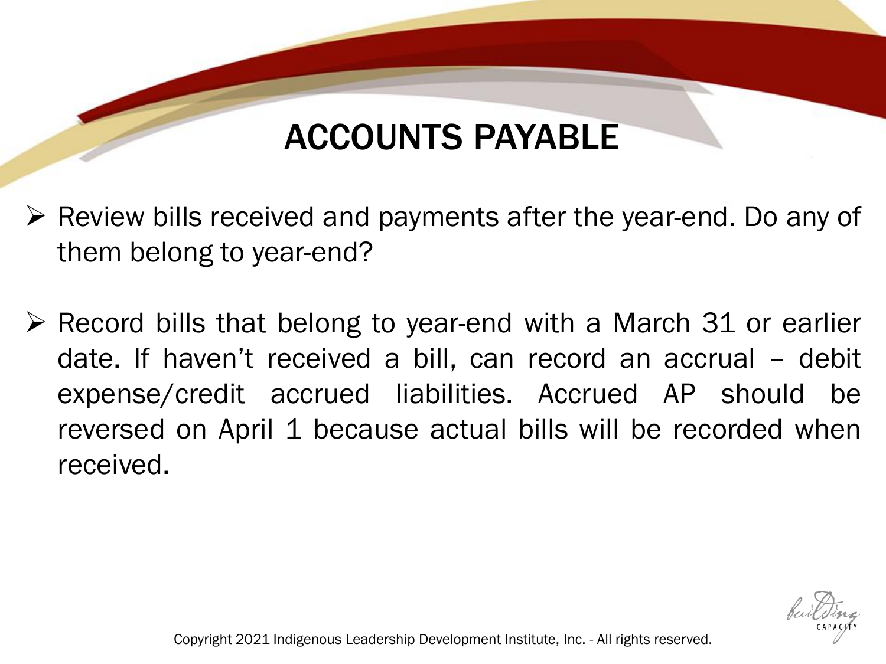# ACCOUNTS PAYABLE

- Review bills received and payments after the year-end. Do any of them belong to year-end?

- Record bills that belong to year-end with a March 31 or earlier date. If haven't received a bill, can record an accrual – debit expense/credit accrued liabilities. Accrued AP should be reversed on April 1 because actual bills will be recorded when received.

Copyright 2021 Indigenous Leadership Development Institute, Inc. - All rights reserved.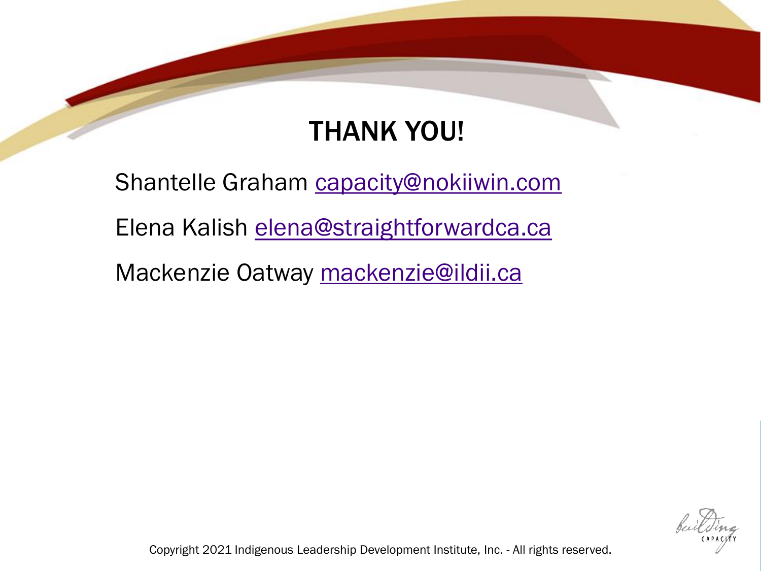# THANK YOU!

Shantelle Graham capacity@nokiiwin.com

Elena Kalish elena@straightforwardca.ca

Mackenzie Oatway mackenzie@ildii.ca

Copyright 2021 Indigenous Leadership Development Institute, Inc. - All rights reserved.